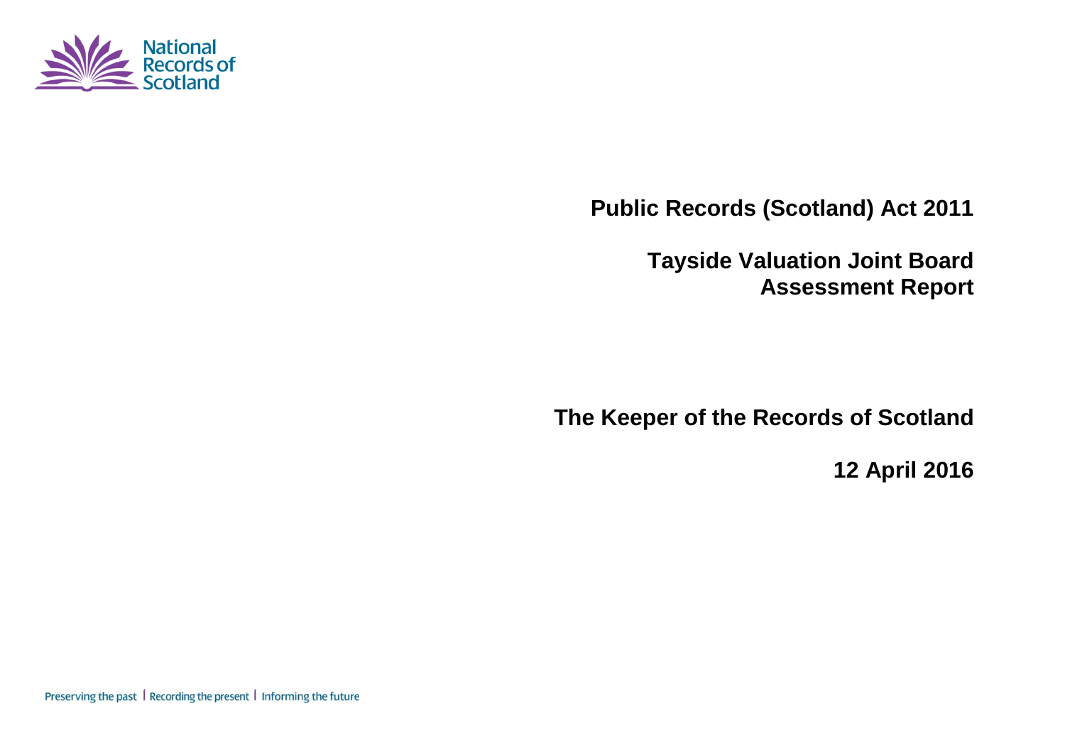National Records of Scotland

# Public Records (Scotland) Act 2011

## Tayside Valuation Joint Board
## Assessment Report

## The Keeper of the Records of Scotland

## 12 April 2016

Preserving the past | Recording the present | Informing the future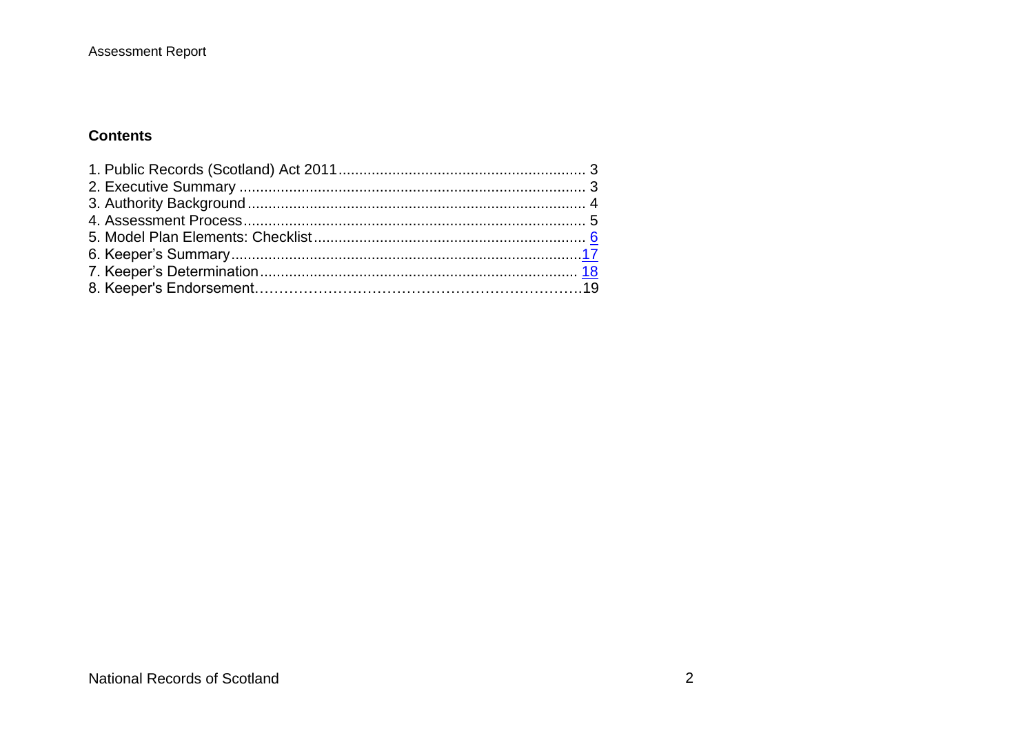## Contents

1. Public Records (Scotland) Act 2011 ... 3
2. Executive Summary ... 3
3. Authority Background ... 4
4. Assessment Process ... 5
5. Model Plan Elements: Checklist ... 6
6. Keeper's Summary ... 17
7. Keeper's Determination ... 18
8. Keeper's Endorsement ... 19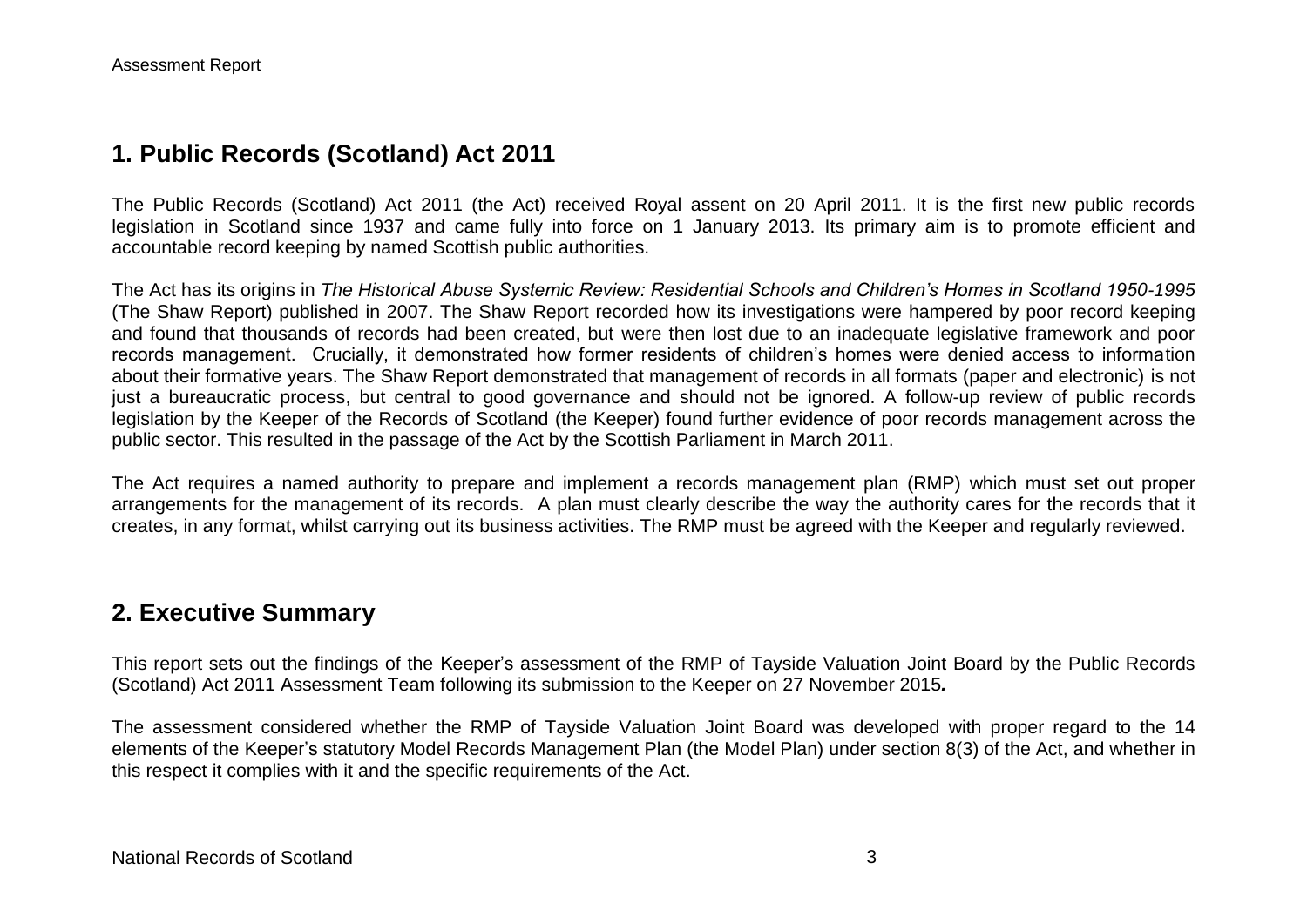## 1. Public Records (Scotland) Act 2011

The Public Records (Scotland) Act 2011 (the Act) received Royal assent on 20 April 2011. It is the first new public records legislation in Scotland since 1937 and came fully into force on 1 January 2013. Its primary aim is to promote efficient and accountable record keeping by named Scottish public authorities.

The Act has its origins in *The Historical Abuse Systemic Review: Residential Schools and Children's Homes in Scotland 1950-1995* (The Shaw Report) published in 2007. The Shaw Report recorded how its investigations were hampered by poor record keeping and found that thousands of records had been created, but were then lost due to an inadequate legislative framework and poor records management. Crucially, it demonstrated how former residents of children's homes were denied access to information about their formative years. The Shaw Report demonstrated that management of records in all formats (paper and electronic) is not just a bureaucratic process, but central to good governance and should not be ignored. A follow-up review of public records legislation by the Keeper of the Records of Scotland (the Keeper) found further evidence of poor records management across the public sector. This resulted in the passage of the Act by the Scottish Parliament in March 2011.

The Act requires a named authority to prepare and implement a records management plan (RMP) which must set out proper arrangements for the management of its records. A plan must clearly describe the way the authority cares for the records that it creates, in any format, whilst carrying out its business activities. The RMP must be agreed with the Keeper and regularly reviewed.

## 2. Executive Summary

This report sets out the findings of the Keeper's assessment of the RMP of Tayside Valuation Joint Board by the Public Records (Scotland) Act 2011 Assessment Team following its submission to the Keeper on 27 November 2015**.**

The assessment considered whether the RMP of Tayside Valuation Joint Board was developed with proper regard to the 14 elements of the Keeper's statutory Model Records Management Plan (the Model Plan) under section 8(3) of the Act, and whether in this respect it complies with it and the specific requirements of the Act.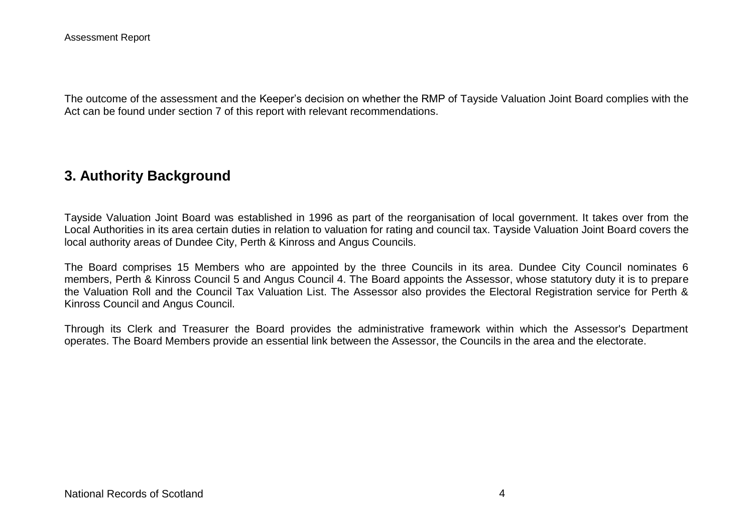The outcome of the assessment and the Keeper's decision on whether the RMP of Tayside Valuation Joint Board complies with the Act can be found under section 7 of this report with relevant recommendations.

## 3. Authority Background

Tayside Valuation Joint Board was established in 1996 as part of the reorganisation of local government. It takes over from the Local Authorities in its area certain duties in relation to valuation for rating and council tax. Tayside Valuation Joint Board covers the local authority areas of Dundee City, Perth & Kinross and Angus Councils.

The Board comprises 15 Members who are appointed by the three Councils in its area. Dundee City Council nominates 6 members, Perth & Kinross Council 5 and Angus Council 4. The Board appoints the Assessor, whose statutory duty it is to prepare the Valuation Roll and the Council Tax Valuation List. The Assessor also provides the Electoral Registration service for Perth & Kinross Council and Angus Council.

Through its Clerk and Treasurer the Board provides the administrative framework within which the Assessor's Department operates. The Board Members provide an essential link between the Assessor, the Councils in the area and the electorate.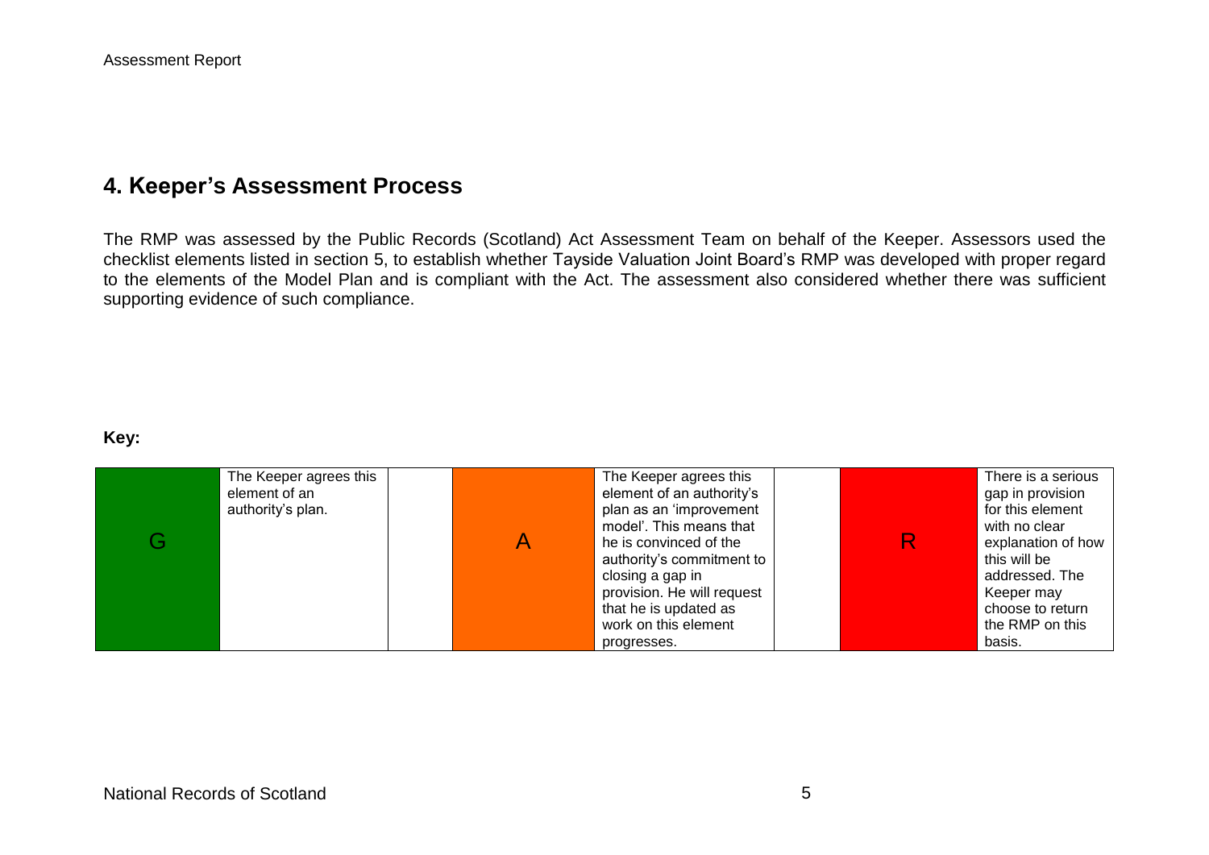## 4. Keeper's Assessment Process

The RMP was assessed by the Public Records (Scotland) Act Assessment Team on behalf of the Keeper. Assessors used the checklist elements listed in section 5, to establish whether Tayside Valuation Joint Board's RMP was developed with proper regard to the elements of the Model Plan and is compliant with the Act. The assessment also considered whether there was sufficient supporting evidence of such compliance.

**Key:**

| G | The Keeper agrees this element of an authority's plan. | | A | The Keeper agrees this element of an authority's plan as an 'improvement model'. This means that he is convinced of the authority's commitment to closing a gap in provision. He will request that he is updated as work on this element progresses. | | R | There is a serious gap in provision for this element with no clear explanation of how this will be addressed. The Keeper may choose to return the RMP on this basis. |
|---|---|---|---|---|---|---|---|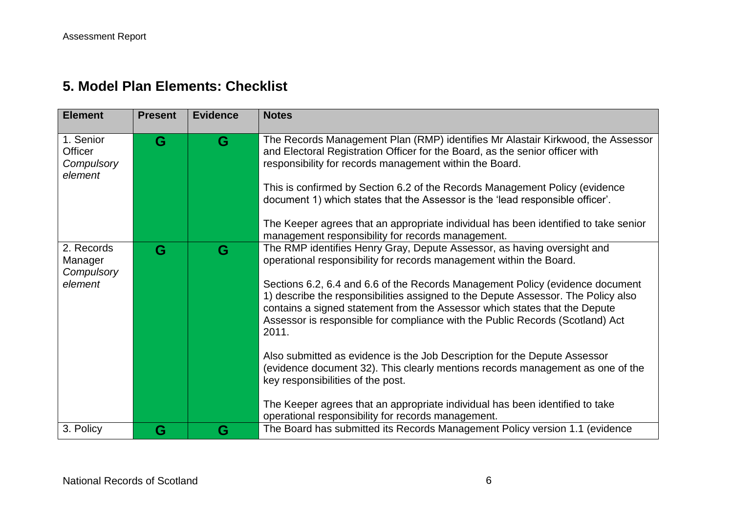## 5. Model Plan Elements: Checklist

| Element | Present | Evidence | Notes |
|---|---|---|---|
| 1. Senior Officer *Compulsory element* | G | G | The Records Management Plan (RMP) identifies Mr Alastair Kirkwood, the Assessor and Electoral Registration Officer for the Board, as the senior officer with responsibility for records management within the Board.<br><br>This is confirmed by Section 6.2 of the Records Management Policy (evidence document 1) which states that the Assessor is the 'lead responsible officer'.<br><br>The Keeper agrees that an appropriate individual has been identified to take senior management responsibility for records management. |
| 2. Records Manager *Compulsory element* | G | G | The RMP identifies Henry Gray, Depute Assessor, as having oversight and operational responsibility for records management within the Board.<br><br>Sections 6.2, 6.4 and 6.6 of the Records Management Policy (evidence document 1) describe the responsibilities assigned to the Depute Assessor. The Policy also contains a signed statement from the Assessor which states that the Depute Assessor is responsible for compliance with the Public Records (Scotland) Act 2011.<br><br>Also submitted as evidence is the Job Description for the Depute Assessor (evidence document 32). This clearly mentions records management as one of the key responsibilities of the post.<br><br>The Keeper agrees that an appropriate individual has been identified to take operational responsibility for records management. |
| 3. Policy | G | G | The Board has submitted its Records Management Policy version 1.1 (evidence |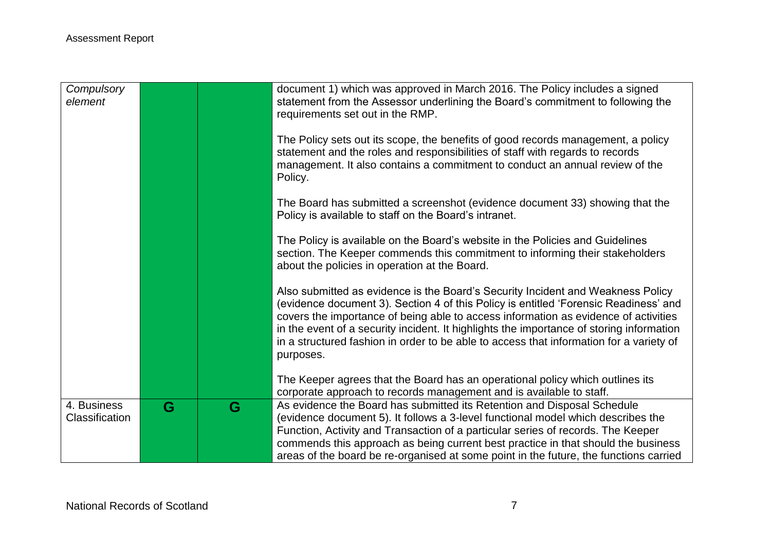| | | | |
|---|---|---|---|
| *Compulsory element* | | | document 1) which was approved in March 2016. The Policy includes a signed statement from the Assessor underlining the Board's commitment to following the requirements set out in the RMP.<br><br>The Policy sets out its scope, the benefits of good records management, a policy statement and the roles and responsibilities of staff with regards to records management. It also contains a commitment to conduct an annual review of the Policy.<br><br>The Board has submitted a screenshot (evidence document 33) showing that the Policy is available to staff on the Board's intranet.<br><br>The Policy is available on the Board's website in the Policies and Guidelines section. The Keeper commends this commitment to informing their stakeholders about the policies in operation at the Board.<br><br>Also submitted as evidence is the Board's Security Incident and Weakness Policy (evidence document 3). Section 4 of this Policy is entitled 'Forensic Readiness' and covers the importance of being able to access information as evidence of activities in the event of a security incident. It highlights the importance of storing information in a structured fashion in order to be able to access that information for a variety of purposes.<br><br>The Keeper agrees that the Board has an operational policy which outlines its corporate approach to records management and is available to staff. |
| 4. Business Classification | G | G | As evidence the Board has submitted its Retention and Disposal Schedule (evidence document 5). It follows a 3-level functional model which describes the Function, Activity and Transaction of a particular series of records. The Keeper commends this approach as being current best practice in that should the business areas of the board be re-organised at some point in the future, the functions carried |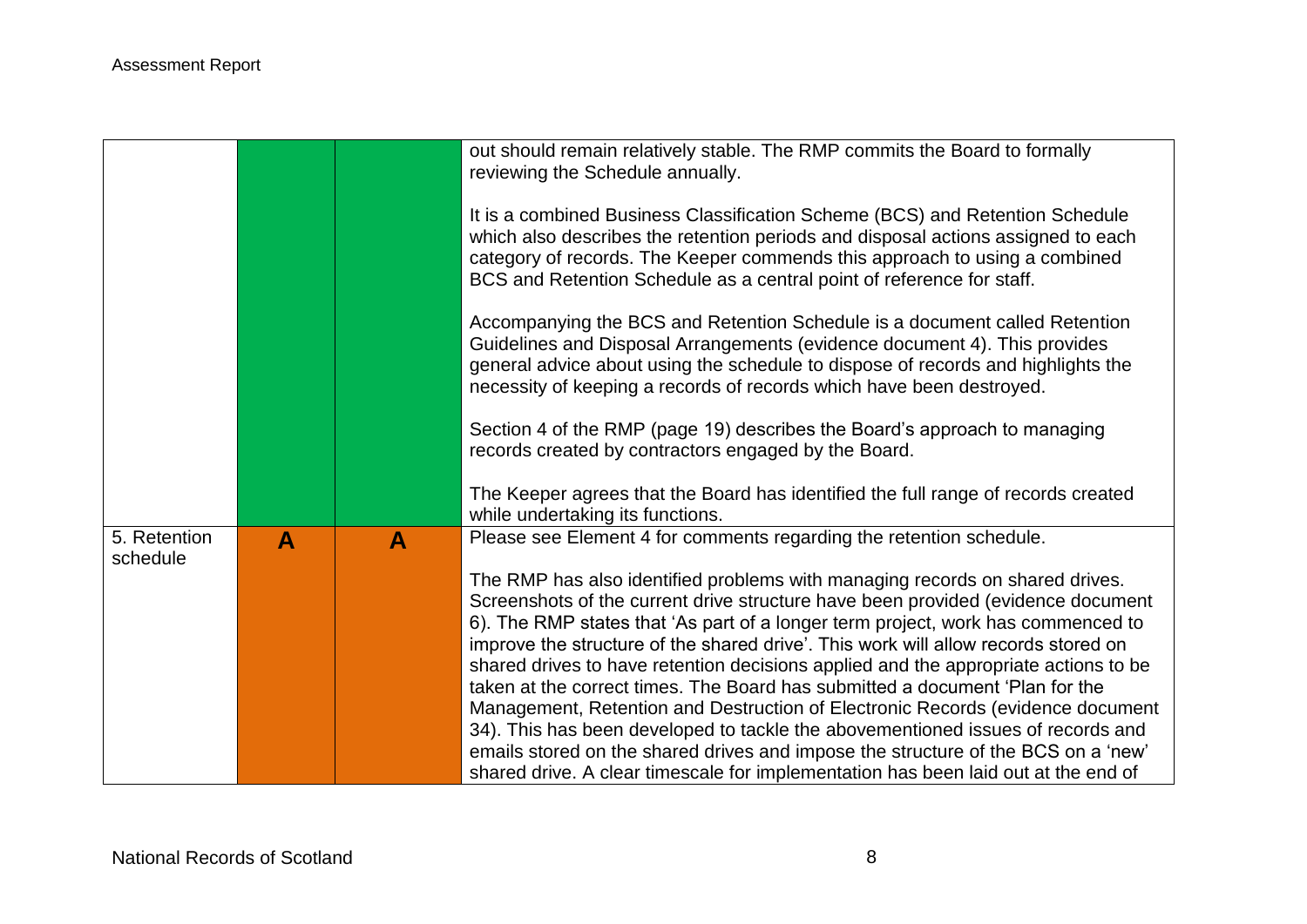| | | | |
|---|---|---|---|
| | | | out should remain relatively stable. The RMP commits the Board to formally reviewing the Schedule annually.<br><br>It is a combined Business Classification Scheme (BCS) and Retention Schedule which also describes the retention periods and disposal actions assigned to each category of records. The Keeper commends this approach to using a combined BCS and Retention Schedule as a central point of reference for staff.<br><br>Accompanying the BCS and Retention Schedule is a document called Retention Guidelines and Disposal Arrangements (evidence document 4). This provides general advice about using the schedule to dispose of records and highlights the necessity of keeping a records of records which have been destroyed.<br><br>Section 4 of the RMP (page 19) describes the Board's approach to managing records created by contractors engaged by the Board.<br><br>The Keeper agrees that the Board has identified the full range of records created while undertaking its functions. |
| 5. Retention schedule | **A** | **A** | Please see Element 4 for comments regarding the retention schedule.<br><br>The RMP has also identified problems with managing records on shared drives. Screenshots of the current drive structure have been provided (evidence document 6). The RMP states that 'As part of a longer term project, work has commenced to improve the structure of the shared drive'. This work will allow records stored on shared drives to have retention decisions applied and the appropriate actions to be taken at the correct times. The Board has submitted a document 'Plan for the Management, Retention and Destruction of Electronic Records (evidence document 34). This has been developed to tackle the abovementioned issues of records and emails stored on the shared drives and impose the structure of the BCS on a 'new' shared drive. A clear timescale for implementation has been laid out at the end of |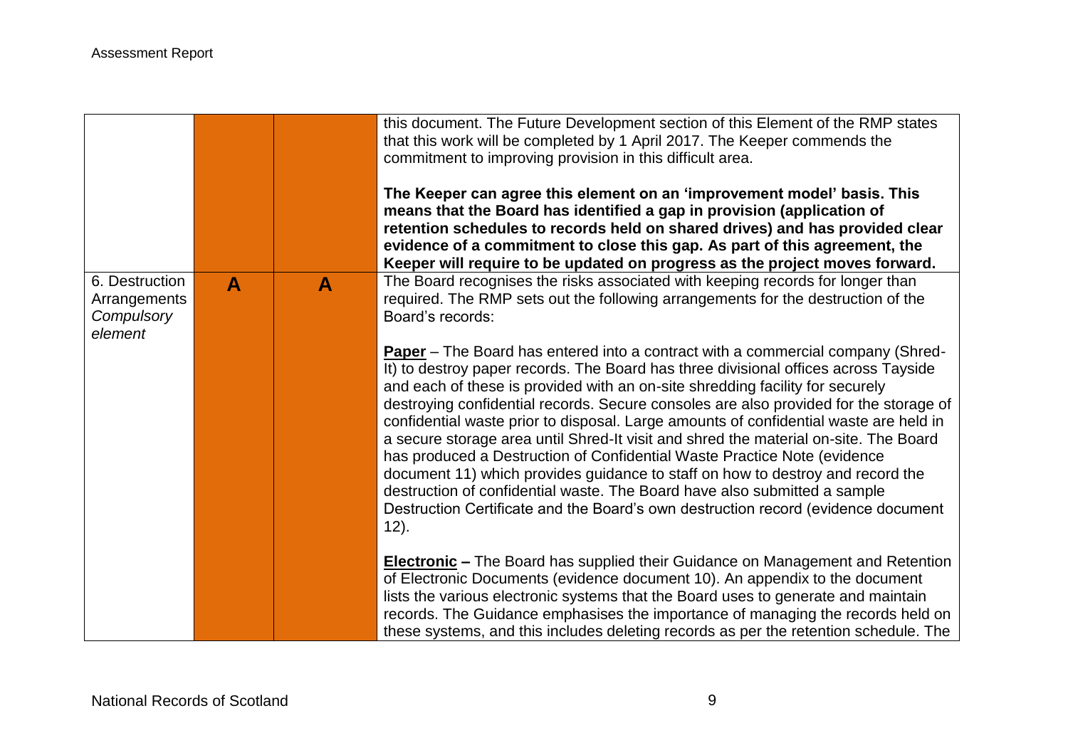| | | | |
|---|---|---|---|
| | | | this document. The Future Development section of this Element of the RMP states that this work will be completed by 1 April 2017. The Keeper commends the commitment to improving provision in this difficult area.<br><br>**The Keeper can agree this element on an 'improvement model' basis. This means that the Board has identified a gap in provision (application of retention schedules to records held on shared drives) and has provided clear evidence of a commitment to close this gap. As part of this agreement, the Keeper will require to be updated on progress as the project moves forward.** |
| 6. Destruction Arrangements *Compulsory element* | **A** | **A** | The Board recognises the risks associated with keeping records for longer than required. The RMP sets out the following arrangements for the destruction of the Board's records:<br><br>**Paper** – The Board has entered into a contract with a commercial company (Shred-It) to destroy paper records. The Board has three divisional offices across Tayside and each of these is provided with an on-site shredding facility for securely destroying confidential records. Secure consoles are also provided for the storage of confidential waste prior to disposal. Large amounts of confidential waste are held in a secure storage area until Shred-It visit and shred the material on-site. The Board has produced a Destruction of Confidential Waste Practice Note (evidence document 11) which provides guidance to staff on how to destroy and record the destruction of confidential waste. The Board have also submitted a sample Destruction Certificate and the Board's own destruction record (evidence document 12).<br><br>**Electronic –** The Board has supplied their Guidance on Management and Retention of Electronic Documents (evidence document 10). An appendix to the document lists the various electronic systems that the Board uses to generate and maintain records. The Guidance emphasises the importance of managing the records held on these systems, and this includes deleting records as per the retention schedule. The |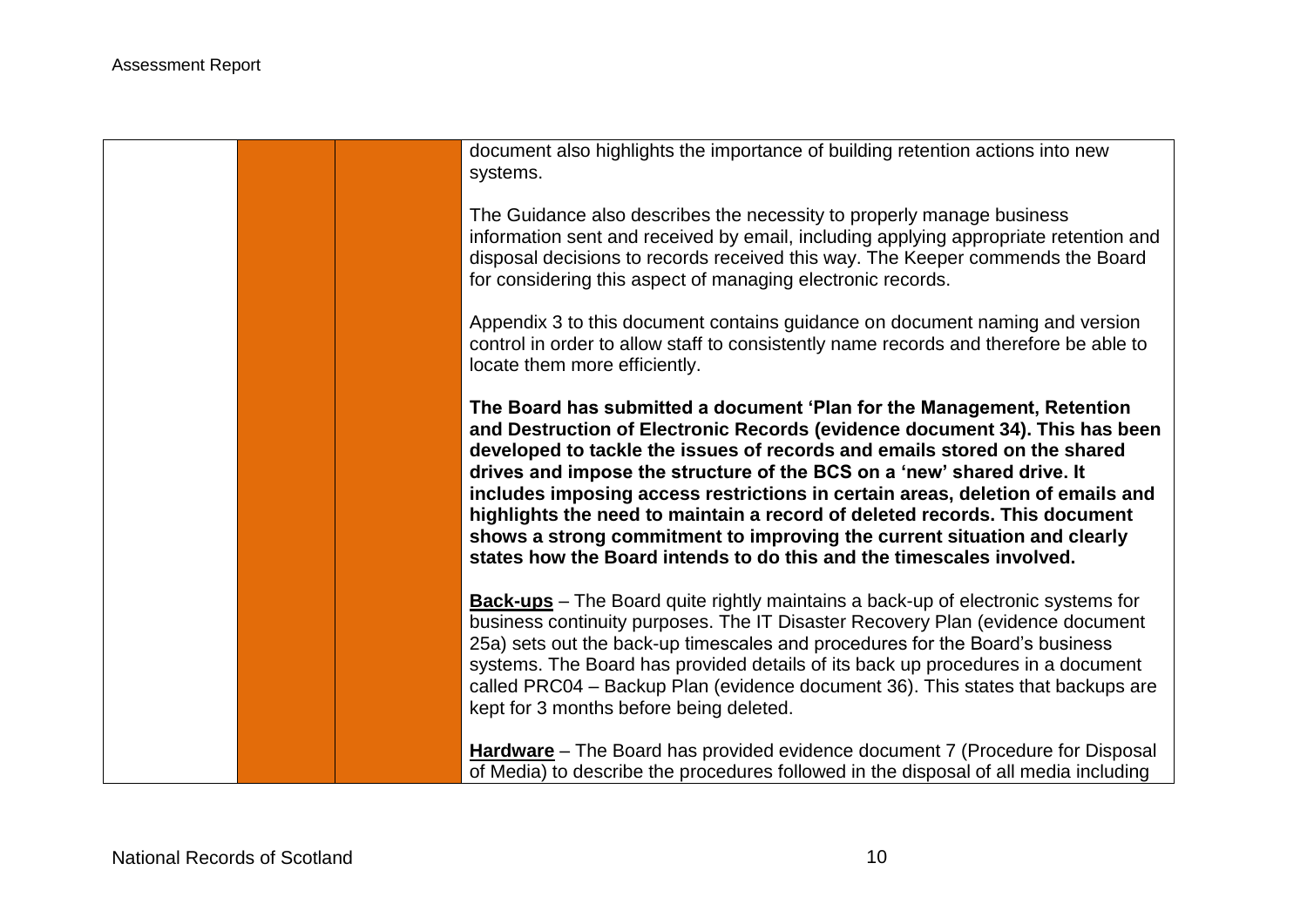| | | | |
|---|---|---|---|
| | | | document also highlights the importance of building retention actions into new systems.<br><br>The Guidance also describes the necessity to properly manage business information sent and received by email, including applying appropriate retention and disposal decisions to records received this way. The Keeper commends the Board for considering this aspect of managing electronic records.<br><br>Appendix 3 to this document contains guidance on document naming and version control in order to allow staff to consistently name records and therefore be able to locate them more efficiently.<br><br>**The Board has submitted a document 'Plan for the Management, Retention and Destruction of Electronic Records (evidence document 34). This has been developed to tackle the issues of records and emails stored on the shared drives and impose the structure of the BCS on a 'new' shared drive. It includes imposing access restrictions in certain areas, deletion of emails and highlights the need to maintain a record of deleted records. This document shows a strong commitment to improving the current situation and clearly states how the Board intends to do this and the timescales involved.**<br><br>**<u>Back-ups</u>** – The Board quite rightly maintains a back-up of electronic systems for business continuity purposes. The IT Disaster Recovery Plan (evidence document 25a) sets out the back-up timescales and procedures for the Board's business systems. The Board has provided details of its back up procedures in a document called PRC04 – Backup Plan (evidence document 36). This states that backups are kept for 3 months before being deleted.<br><br>**<u>Hardware</u>** – The Board has provided evidence document 7 (Procedure for Disposal of Media) to describe the procedures followed in the disposal of all media including |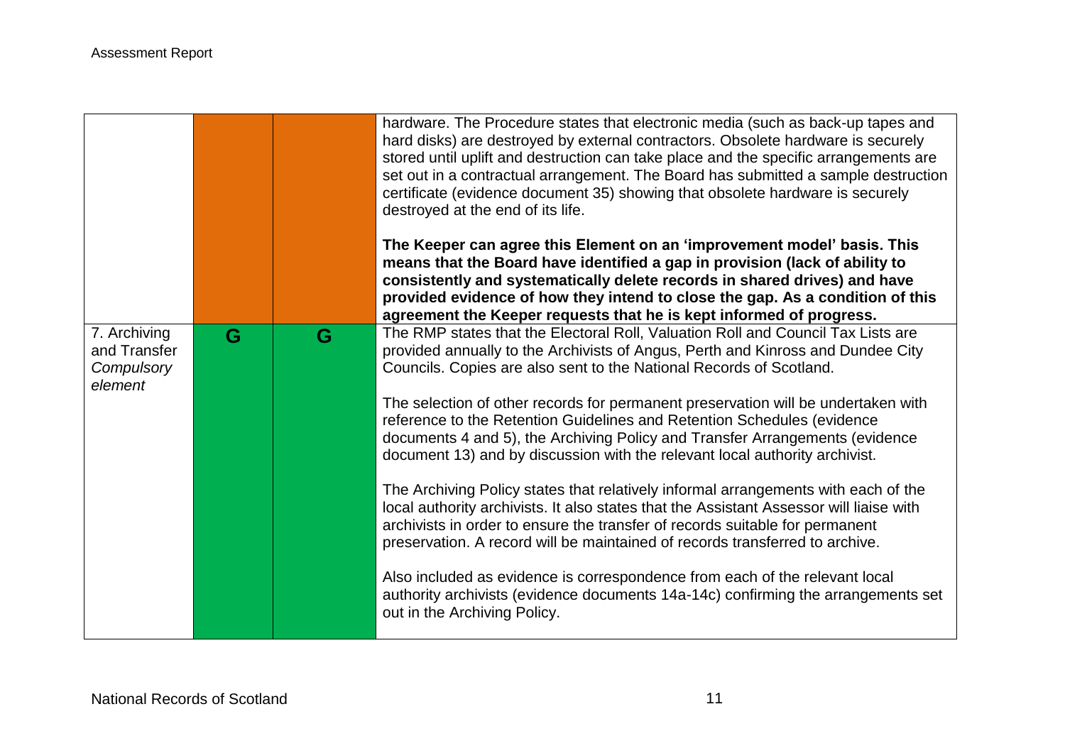| | | | |
|---|---|---|---|
| | | | hardware. The Procedure states that electronic media (such as back-up tapes and hard disks) are destroyed by external contractors. Obsolete hardware is securely stored until uplift and destruction can take place and the specific arrangements are set out in a contractual arrangement. The Board has submitted a sample destruction certificate (evidence document 35) showing that obsolete hardware is securely destroyed at the end of its life.<br><br>**The Keeper can agree this Element on an 'improvement model' basis. This means that the Board have identified a gap in provision (lack of ability to consistently and systematically delete records in shared drives) and have provided evidence of how they intend to close the gap. As a condition of this agreement the Keeper requests that he is kept informed of progress.** |
| 7. Archiving and Transfer *Compulsory element* | G | G | The RMP states that the Electoral Roll, Valuation Roll and Council Tax Lists are provided annually to the Archivists of Angus, Perth and Kinross and Dundee City Councils. Copies are also sent to the National Records of Scotland.<br><br>The selection of other records for permanent preservation will be undertaken with reference to the Retention Guidelines and Retention Schedules (evidence documents 4 and 5), the Archiving Policy and Transfer Arrangements (evidence document 13) and by discussion with the relevant local authority archivist.<br><br>The Archiving Policy states that relatively informal arrangements with each of the local authority archivists. It also states that the Assistant Assessor will liaise with archivists in order to ensure the transfer of records suitable for permanent preservation. A record will be maintained of records transferred to archive.<br><br>Also included as evidence is correspondence from each of the relevant local authority archivists (evidence documents 14a-14c) confirming the arrangements set out in the Archiving Policy. |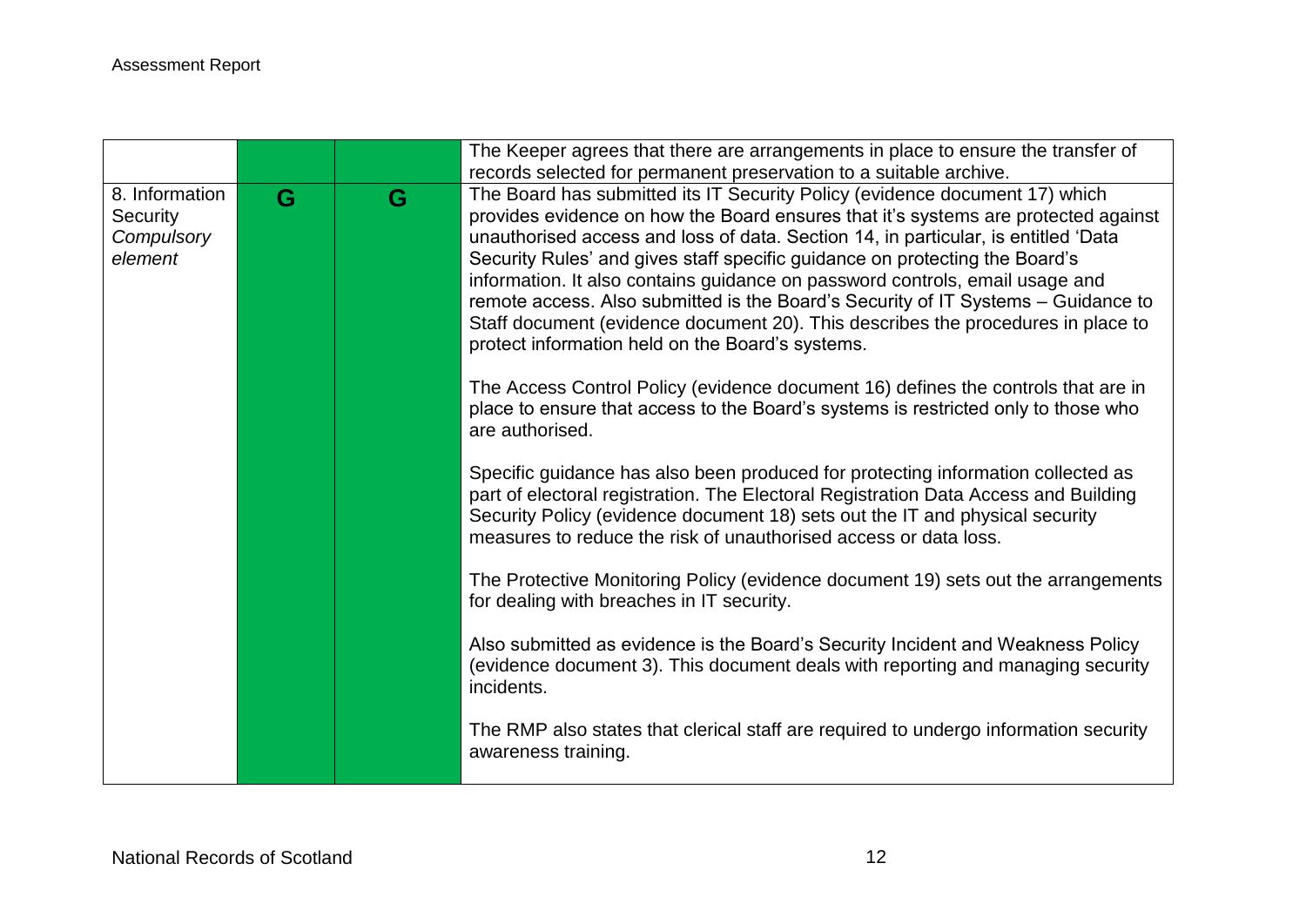| | | | |
|---|---|---|---|
| | | | The Keeper agrees that there are arrangements in place to ensure the transfer of records selected for permanent preservation to a suitable archive. |
| 8. Information Security *Compulsory element* | G | G | The Board has submitted its IT Security Policy (evidence document 17) which provides evidence on how the Board ensures that it's systems are protected against unauthorised access and loss of data. Section 14, in particular, is entitled 'Data Security Rules' and gives staff specific guidance on protecting the Board's information. It also contains guidance on password controls, email usage and remote access. Also submitted is the Board's Security of IT Systems – Guidance to Staff document (evidence document 20). This describes the procedures in place to protect information held on the Board's systems.<br><br>The Access Control Policy (evidence document 16) defines the controls that are in place to ensure that access to the Board's systems is restricted only to those who are authorised.<br><br>Specific guidance has also been produced for protecting information collected as part of electoral registration. The Electoral Registration Data Access and Building Security Policy (evidence document 18) sets out the IT and physical security measures to reduce the risk of unauthorised access or data loss.<br><br>The Protective Monitoring Policy (evidence document 19) sets out the arrangements for dealing with breaches in IT security.<br><br>Also submitted as evidence is the Board's Security Incident and Weakness Policy (evidence document 3). This document deals with reporting and managing security incidents.<br><br>The RMP also states that clerical staff are required to undergo information security awareness training. |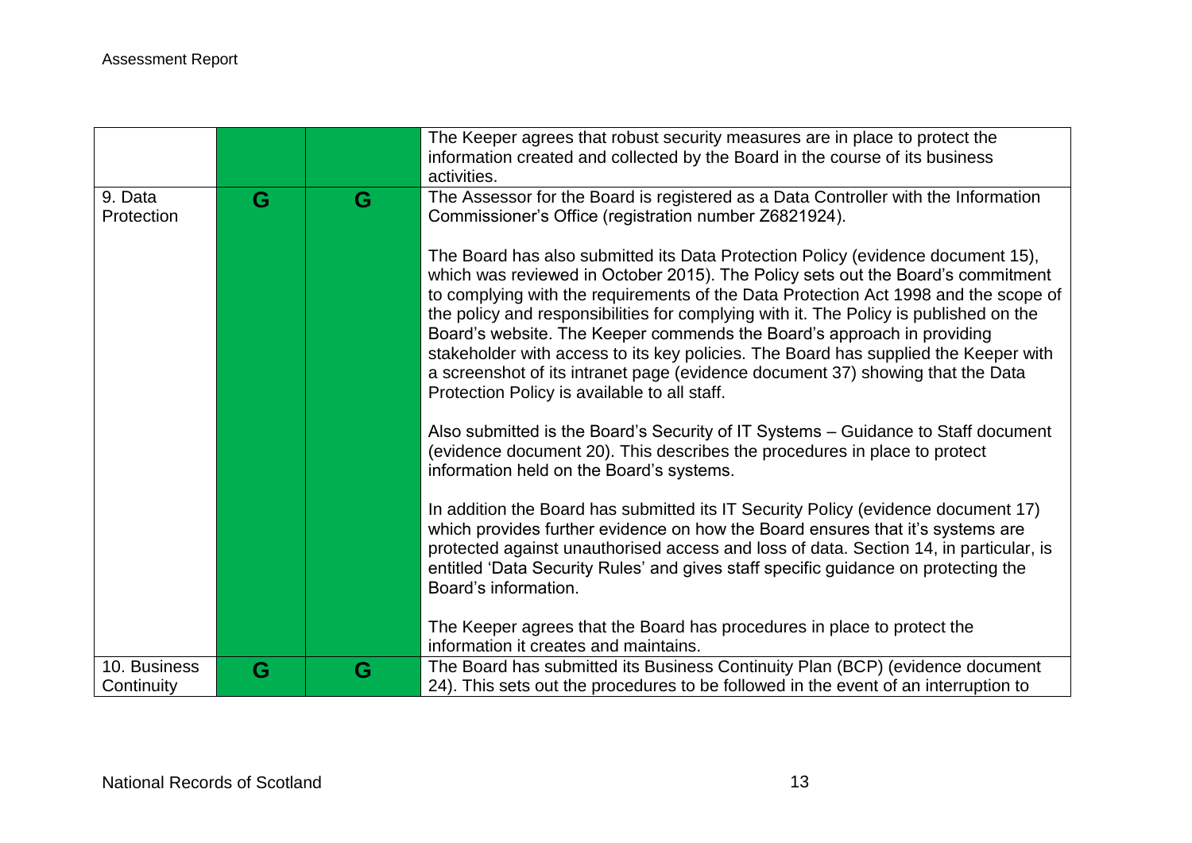| | | | |
|---|---|---|---|
| | | | The Keeper agrees that robust security measures are in place to protect the information created and collected by the Board in the course of its business activities. |
| 9. Data Protection | G | G | The Assessor for the Board is registered as a Data Controller with the Information Commissioner's Office (registration number Z6821924).<br><br>The Board has also submitted its Data Protection Policy (evidence document 15), which was reviewed in October 2015). The Policy sets out the Board's commitment to complying with the requirements of the Data Protection Act 1998 and the scope of the policy and responsibilities for complying with it. The Policy is published on the Board's website. The Keeper commends the Board's approach in providing stakeholder with access to its key policies. The Board has supplied the Keeper with a screenshot of its intranet page (evidence document 37) showing that the Data Protection Policy is available to all staff.<br><br>Also submitted is the Board's Security of IT Systems – Guidance to Staff document (evidence document 20). This describes the procedures in place to protect information held on the Board's systems.<br><br>In addition the Board has submitted its IT Security Policy (evidence document 17) which provides further evidence on how the Board ensures that it's systems are protected against unauthorised access and loss of data. Section 14, in particular, is entitled 'Data Security Rules' and gives staff specific guidance on protecting the Board's information.<br><br>The Keeper agrees that the Board has procedures in place to protect the information it creates and maintains. |
| 10. Business Continuity | G | G | The Board has submitted its Business Continuity Plan (BCP) (evidence document 24). This sets out the procedures to be followed in the event of an interruption to |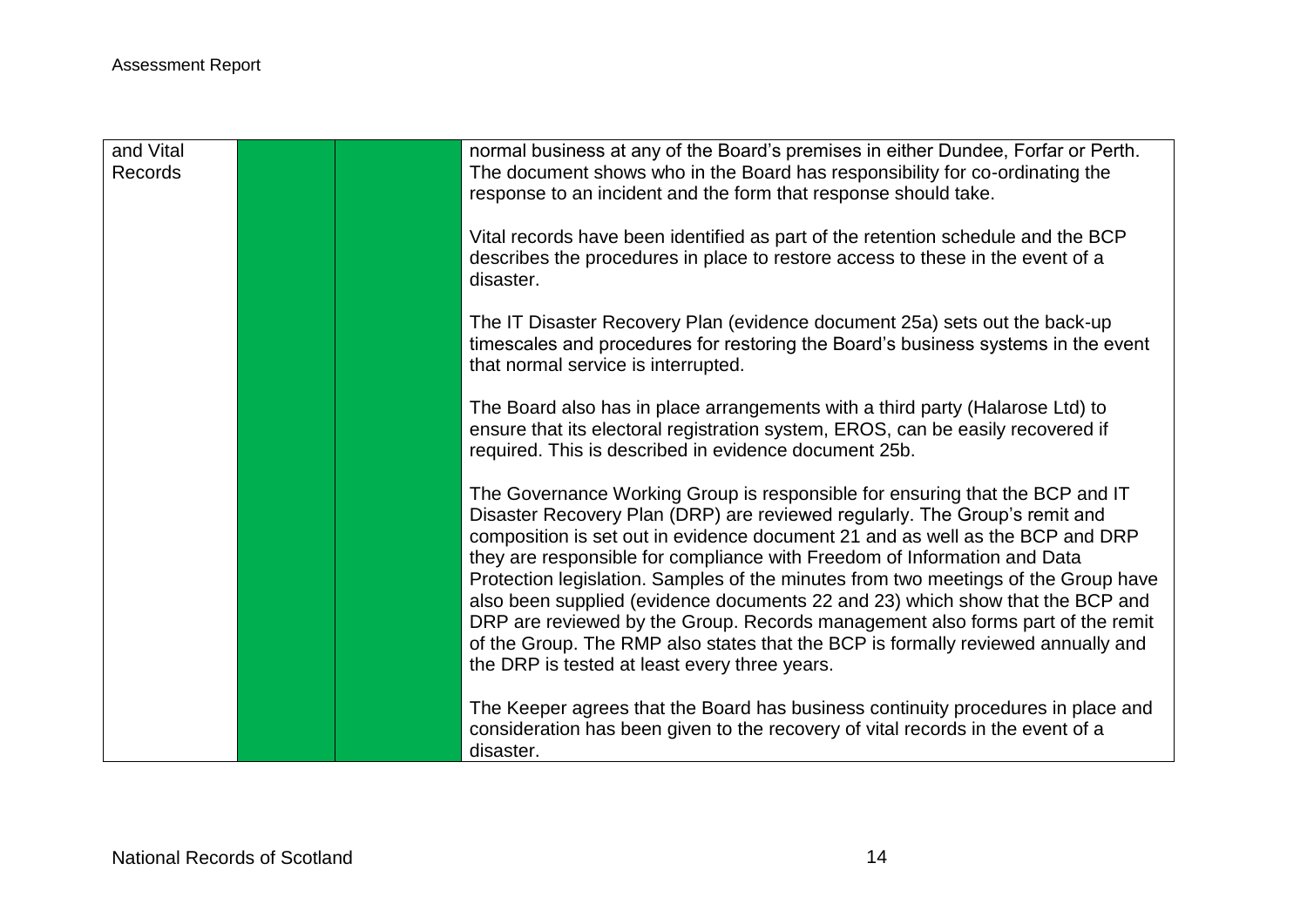| | | | |
|---|---|---|---|
| and Vital Records | | | normal business at any of the Board's premises in either Dundee, Forfar or Perth. The document shows who in the Board has responsibility for co-ordinating the response to an incident and the form that response should take.<br><br>Vital records have been identified as part of the retention schedule and the BCP describes the procedures in place to restore access to these in the event of a disaster.<br><br>The IT Disaster Recovery Plan (evidence document 25a) sets out the back-up timescales and procedures for restoring the Board's business systems in the event that normal service is interrupted.<br><br>The Board also has in place arrangements with a third party (Halarose Ltd) to ensure that its electoral registration system, EROS, can be easily recovered if required. This is described in evidence document 25b.<br><br>The Governance Working Group is responsible for ensuring that the BCP and IT Disaster Recovery Plan (DRP) are reviewed regularly. The Group's remit and composition is set out in evidence document 21 and as well as the BCP and DRP they are responsible for compliance with Freedom of Information and Data Protection legislation. Samples of the minutes from two meetings of the Group have also been supplied (evidence documents 22 and 23) which show that the BCP and DRP are reviewed by the Group. Records management also forms part of the remit of the Group. The RMP also states that the BCP is formally reviewed annually and the DRP is tested at least every three years.<br><br>The Keeper agrees that the Board has business continuity procedures in place and consideration has been given to the recovery of vital records in the event of a disaster. |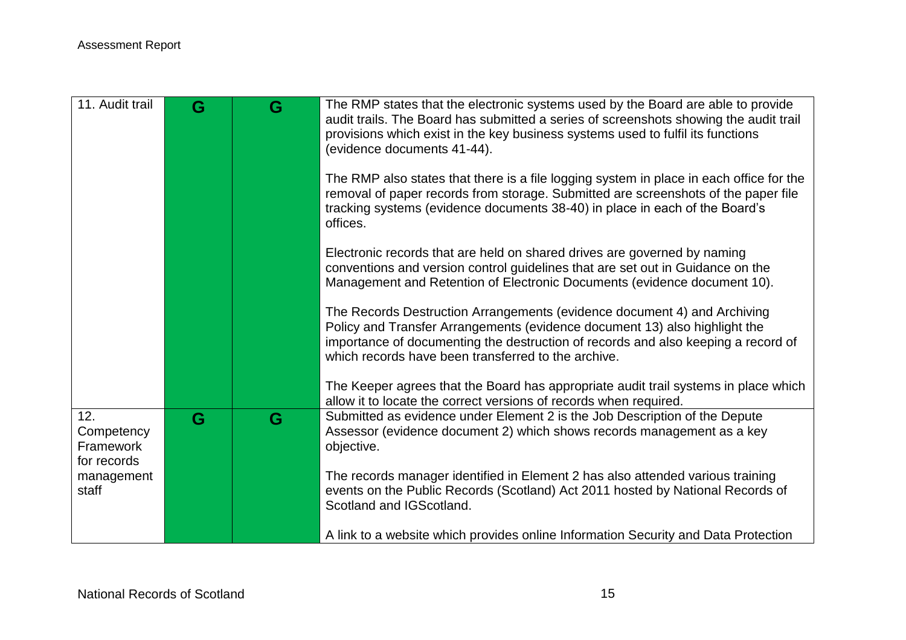| 11. Audit trail | G | G | The RMP states that the electronic systems used by the Board are able to provide audit trails. The Board has submitted a series of screenshots showing the audit trail provisions which exist in the key business systems used to fulfil its functions (evidence documents 41-44).<br><br>The RMP also states that there is a file logging system in place in each office for the removal of paper records from storage. Submitted are screenshots of the paper file tracking systems (evidence documents 38-40) in place in each of the Board's offices.<br><br>Electronic records that are held on shared drives are governed by naming conventions and version control guidelines that are set out in Guidance on the Management and Retention of Electronic Documents (evidence document 10).<br><br>The Records Destruction Arrangements (evidence document 4) and Archiving Policy and Transfer Arrangements (evidence document 13) also highlight the importance of documenting the destruction of records and also keeping a record of which records have been transferred to the archive.<br><br>The Keeper agrees that the Board has appropriate audit trail systems in place which allow it to locate the correct versions of records when required. |
|---|---|---|---|
| 12. Competency Framework for records management staff | G | G | Submitted as evidence under Element 2 is the Job Description of the Depute Assessor (evidence document 2) which shows records management as a key objective.<br><br>The records manager identified in Element 2 has also attended various training events on the Public Records (Scotland) Act 2011 hosted by National Records of Scotland and IGScotland.<br><br>A link to a website which provides online Information Security and Data Protection |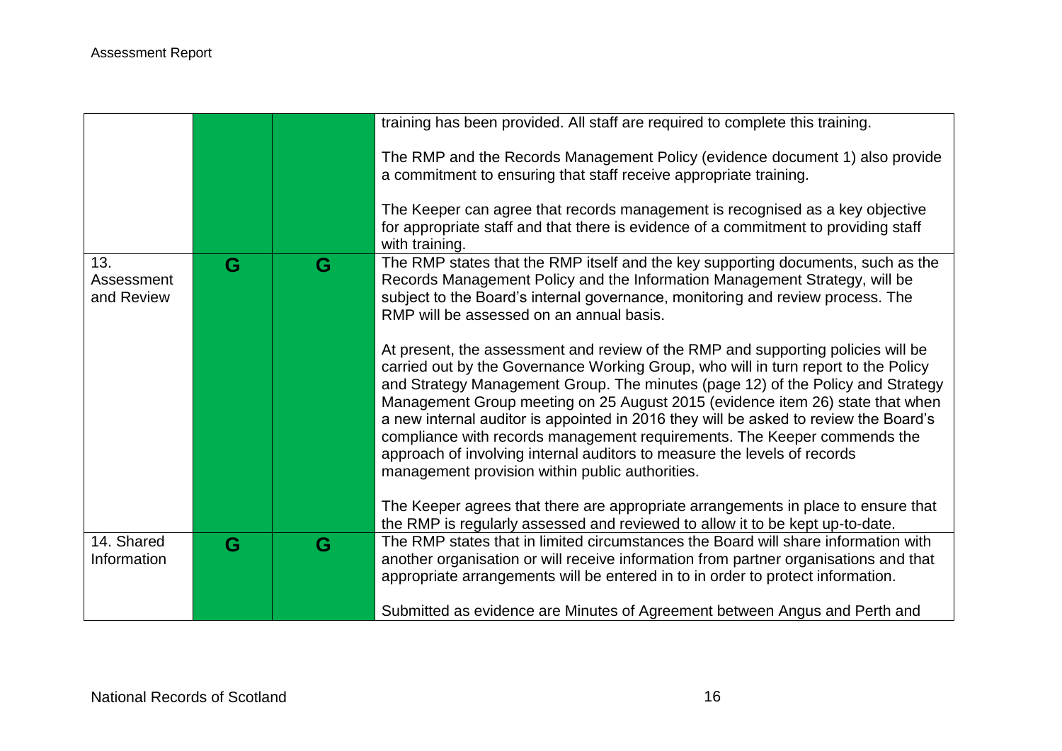| | | | |
|---|---|---|---|
| | | | training has been provided. All staff are required to complete this training.<br><br>The RMP and the Records Management Policy (evidence document 1) also provide a commitment to ensuring that staff receive appropriate training.<br><br>The Keeper can agree that records management is recognised as a key objective for appropriate staff and that there is evidence of a commitment to providing staff with training. |
| 13. Assessment and Review | G | G | The RMP states that the RMP itself and the key supporting documents, such as the Records Management Policy and the Information Management Strategy, will be subject to the Board's internal governance, monitoring and review process. The RMP will be assessed on an annual basis.<br><br>At present, the assessment and review of the RMP and supporting policies will be carried out by the Governance Working Group, who will in turn report to the Policy and Strategy Management Group. The minutes (page 12) of the Policy and Strategy Management Group meeting on 25 August 2015 (evidence item 26) state that when a new internal auditor is appointed in 2016 they will be asked to review the Board's compliance with records management requirements. The Keeper commends the approach of involving internal auditors to measure the levels of records management provision within public authorities.<br><br>The Keeper agrees that there are appropriate arrangements in place to ensure that the RMP is regularly assessed and reviewed to allow it to be kept up-to-date. |
| 14. Shared Information | G | G | The RMP states that in limited circumstances the Board will share information with another organisation or will receive information from partner organisations and that appropriate arrangements will be entered in to in order to protect information.<br><br>Submitted as evidence are Minutes of Agreement between Angus and Perth and |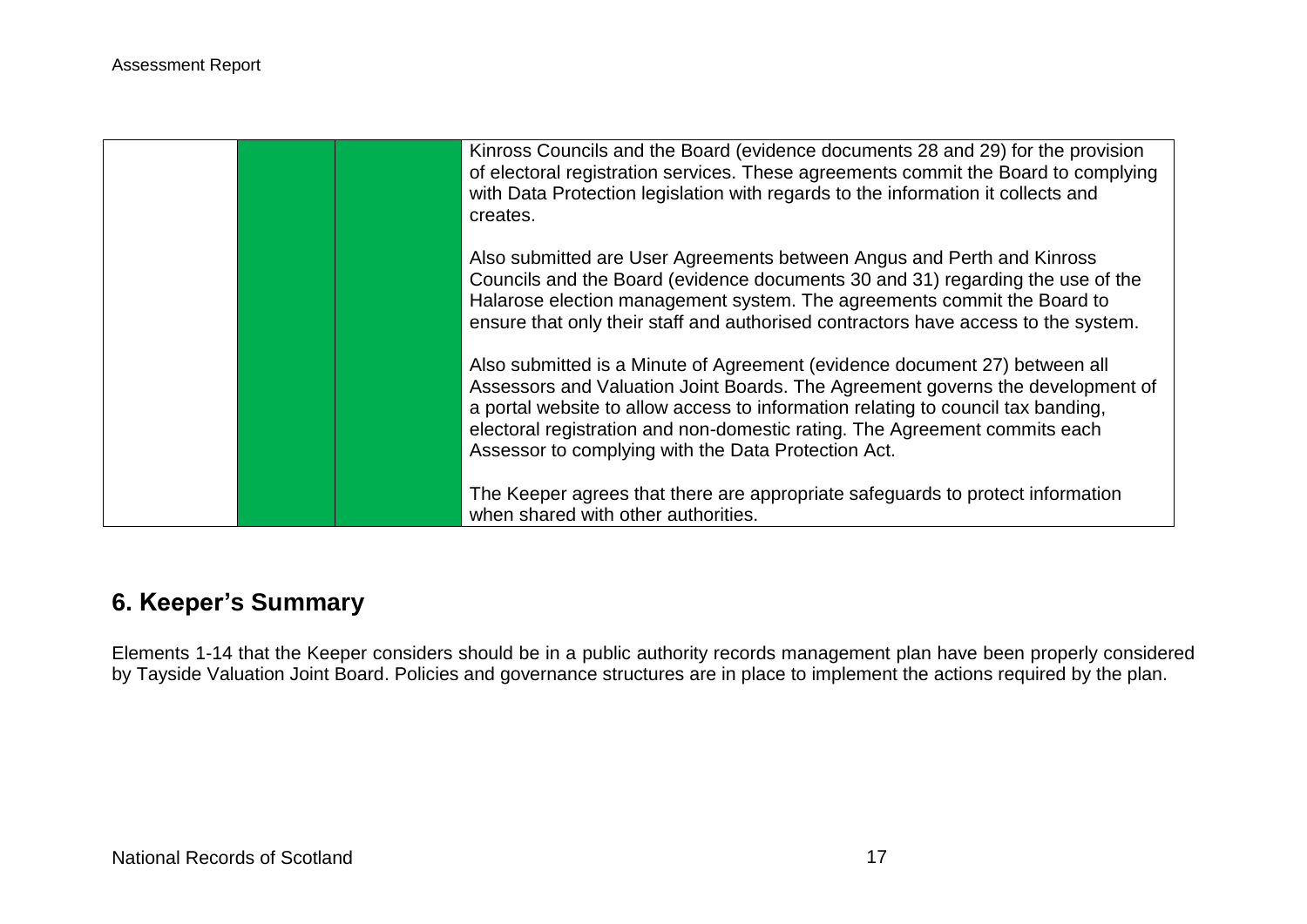|  |  |  | Kinross Councils and the Board (evidence documents 28 and 29) for the provision of electoral registration services. These agreements commit the Board to complying with Data Protection legislation with regards to the information it collects and creates.<br><br>Also submitted are User Agreements between Angus and Perth and Kinross Councils and the Board (evidence documents 30 and 31) regarding the use of the Halarose election management system. The agreements commit the Board to ensure that only their staff and authorised contractors have access to the system.<br><br>Also submitted is a Minute of Agreement (evidence document 27) between all Assessors and Valuation Joint Boards. The Agreement governs the development of a portal website to allow access to information relating to council tax banding, electoral registration and non-domestic rating. The Agreement commits each Assessor to complying with the Data Protection Act.<br><br>The Keeper agrees that there are appropriate safeguards to protect information when shared with other authorities. |
|---|---|---|---|

## 6. Keeper's Summary

Elements 1-14 that the Keeper considers should be in a public authority records management plan have been properly considered by Tayside Valuation Joint Board. Policies and governance structures are in place to implement the actions required by the plan.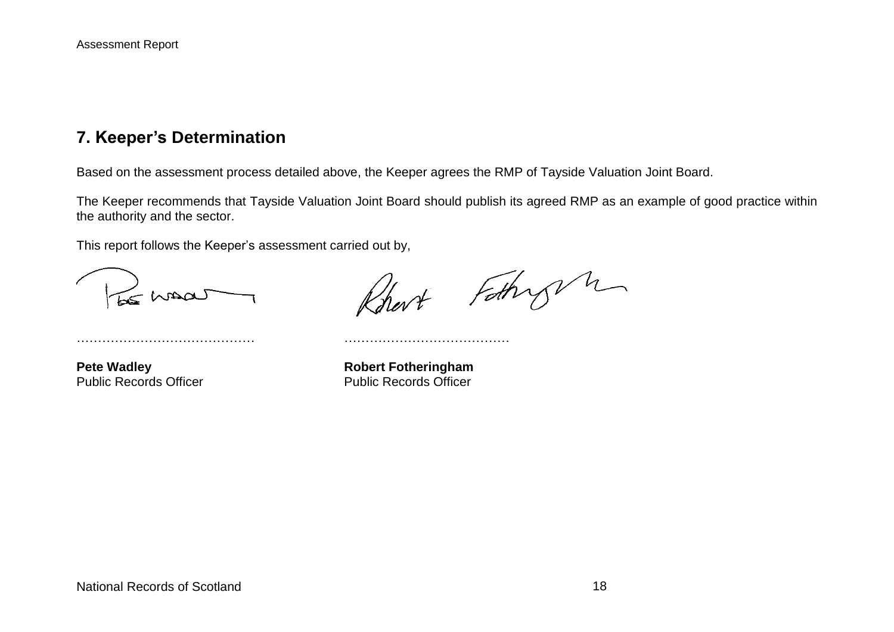## 7. Keeper's Determination

Based on the assessment process detailed above, the Keeper agrees the RMP of Tayside Valuation Joint Board.

The Keeper recommends that Tayside Valuation Joint Board should publish its agreed RMP as an example of good practice within the authority and the sector.

This report follows the Keeper's assessment carried out by,

| …………………………………… | ………………………………… |
|---|---|
| **Pete Wadley** | **Robert Fotheringham** |
| Public Records Officer | Public Records Officer |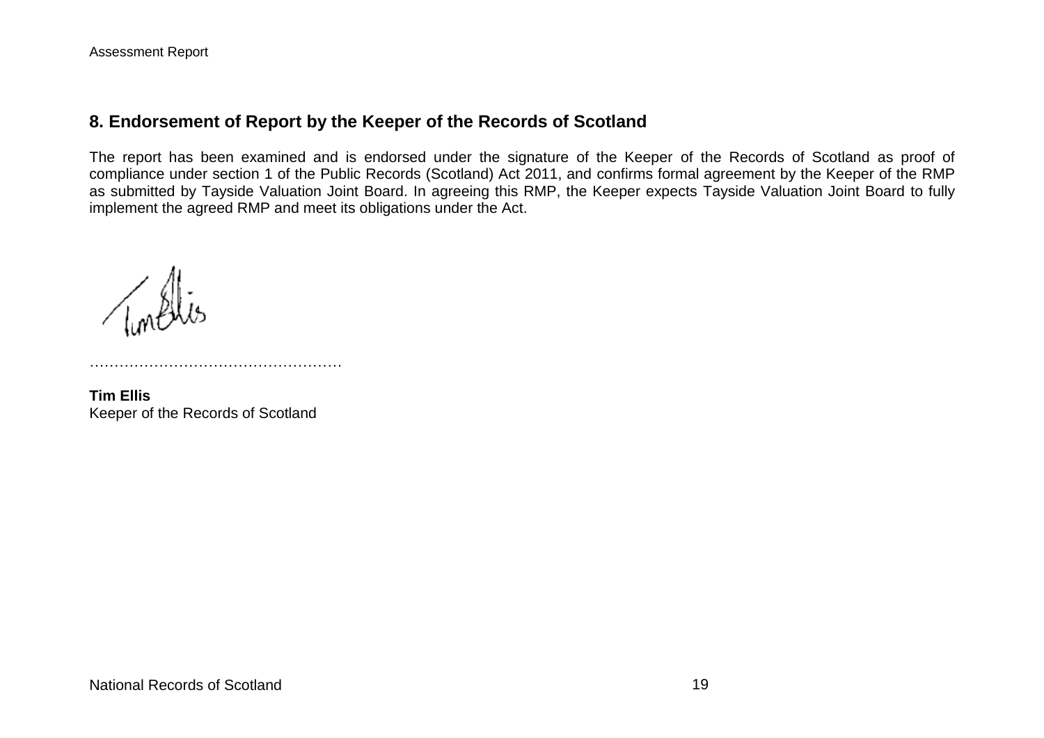## 8. Endorsement of Report by the Keeper of the Records of Scotland

The report has been examined and is endorsed under the signature of the Keeper of the Records of Scotland as proof of compliance under section 1 of the Public Records (Scotland) Act 2011, and confirms formal agreement by the Keeper of the RMP as submitted by Tayside Valuation Joint Board. In agreeing this RMP, the Keeper expects Tayside Valuation Joint Board to fully implement the agreed RMP and meet its obligations under the Act.

……………………………………………

**Tim Ellis**
Keeper of the Records of Scotland